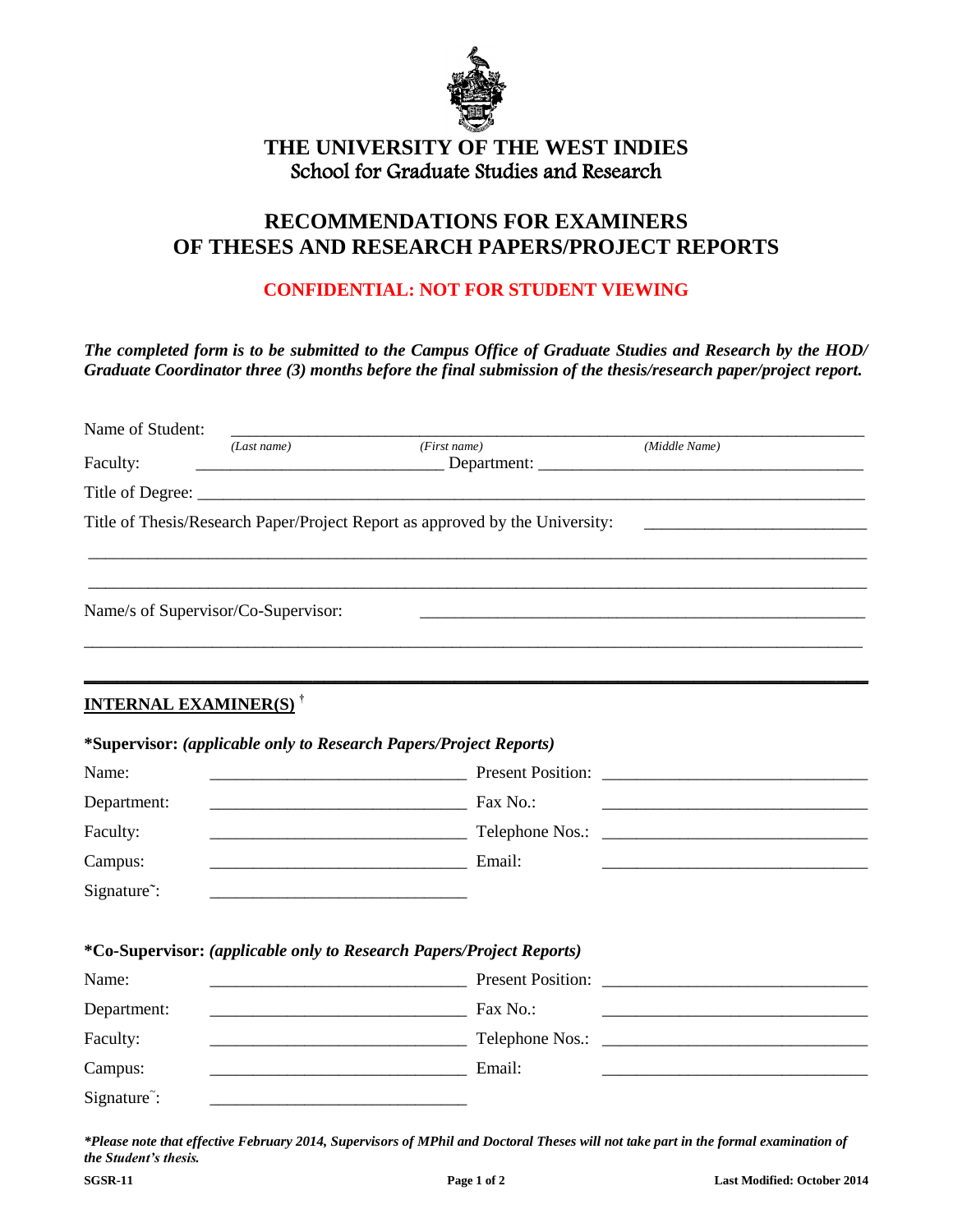# THE UNIVERSITY OF THE WEST INDIES
## School for Graduate Studies and Research

# RECOMMENDATIONS FOR EXAMINERS OF THESES AND RESEARCH PAPERS/PROJECT REPORTS

**CONFIDENTIAL: NOT FOR STUDENT VIEWING**

***The completed form is to be submitted to the Campus Office of Graduate Studies and Research by the HOD/ Graduate Coordinator three (3) months before the final submission of the thesis/research paper/project report.***

Name of Student: ______________________________________________________________
*(Last name)* *(First name)* *(Middle Name)*

Faculty: ______________________________ Department: ______________________________

Title of Degree: ______________________________________________________________

Title of Thesis/Research Paper/Project Report as approved by the University: ______________________________

______________________________________________________________

______________________________________________________________

Name/s of Supervisor/Co-Supervisor: ______________________________________________

______________________________________________________________

---

## INTERNAL EXAMINER(S) †

**\*Supervisor:** ***(applicable only to Research Papers/Project Reports)***

Name: ______________________________ Present Position: ______________________________

Department: ______________________________ Fax No.: ______________________________

Faculty: ______________________________ Telephone Nos.: ______________________________

Campus: ______________________________ Email: ______________________________

Signature˜: ______________________________

**\*Co-Supervisor:** ***(applicable only to Research Papers/Project Reports)***

Name: ______________________________ Present Position: ______________________________

Department: ______________________________ Fax No.: ______________________________

Faculty: ______________________________ Telephone Nos.: ______________________________

Campus: ______________________________ Email: ______________________________

Signature˜: ______________________________

***\*Please note that effective February 2014, Supervisors of MPhil and Doctoral Theses will not take part in the formal examination of the Student's thesis.***

**SGSR-11** **Last Modified: October 2014**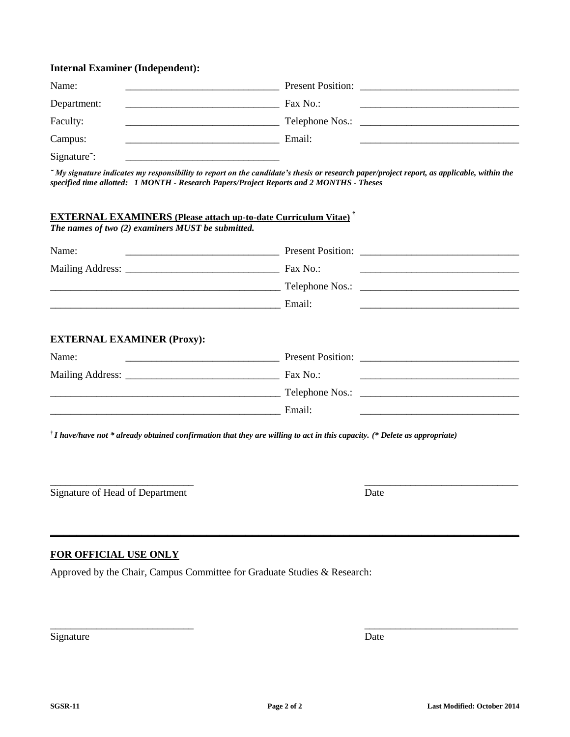**Internal Examiner (Independent):**

Name: ______________________________ Present Position: ______________________________

Department: ______________________________ Fax No.: ______________________________

Faculty: ______________________________ Telephone Nos.: ______________________________

Campus: ______________________________ Email: ______________________________

Signature˜: ______________________________

*˜ My signature indicates my responsibility to report on the candidate's thesis or research paper/project report, as applicable, within the specified time allotted: 1 MONTH - Research Papers/Project Reports and 2 MONTHS - Theses*

**<u>EXTERNAL EXAMINERS (Please attach up-to-date Curriculum Vitae)</u>** †

***The names of two (2) examiners MUST be submitted.***

Name: ______________________________ Present Position: ______________________________

Mailing Address: ______________________________ Fax No.: ______________________________

______________________________________________ Telephone Nos.: ______________________________

______________________________________________ Email: ______________________________

**EXTERNAL EXAMINER (Proxy):**

Name: ______________________________ Present Position: ______________________________

Mailing Address: ______________________________ Fax No.: ______________________________

______________________________________________ Telephone Nos.: ______________________________

______________________________________________ Email: ______________________________

† *I have/have not * already obtained confirmation that they are willing to act in this capacity. (* Delete as appropriate)*

____________________________ ______________________________

Signature of Head of Department Date

---

**<u>FOR OFFICIAL USE ONLY</u>**

Approved by the Chair, Campus Committee for Graduate Studies & Research:

____________________________ ______________________________

Signature Date